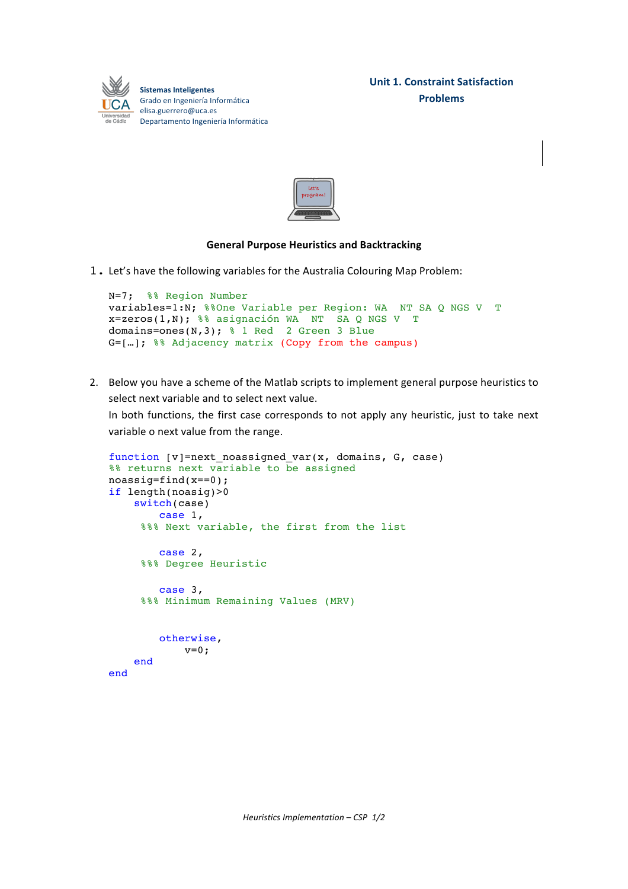**Sistemas Inteligentes**
Grado en Ingeniería Informática
elisa.guerrero@uca.es
Departamento Ingeniería Informática

**Unit 1. Constraint Satisfaction Problems**

## General Purpose Heuristics and Backtracking

1. Let's have the following variables for the Australia Colouring Map Problem:

```
N=7;  %% Region Number
variables=1:N; %%One Variable per Region: WA  NT  SA  Q  NGS  V  T
x=zeros(1,N); %% asignación WA  NT  SA  Q  NGS  V  T
domains=ones(N,3); % 1 Red  2 Green  3 Blue
G=[…]; %% Adjacency matrix (Copy from the campus)
```

2. Below you have a scheme of the Matlab scripts to implement general purpose heuristics to select next variable and to select next value.
   In both functions, the first case corresponds to not apply any heuristic, just to take next variable o next value from the range.

```
function [v]=next_noassigned_var(x, domains, G, case)
%% returns next variable to be assigned
noassig=find(x==0);
if length(noasig)>0
    switch(case)
        case 1,
       %%% Next variable, the first from the list

        case 2,
       %%% Degree Heuristic

        case 3,
       %%% Minimum Remaining Values (MRV)


        otherwise,
            v=0;
    end
end
```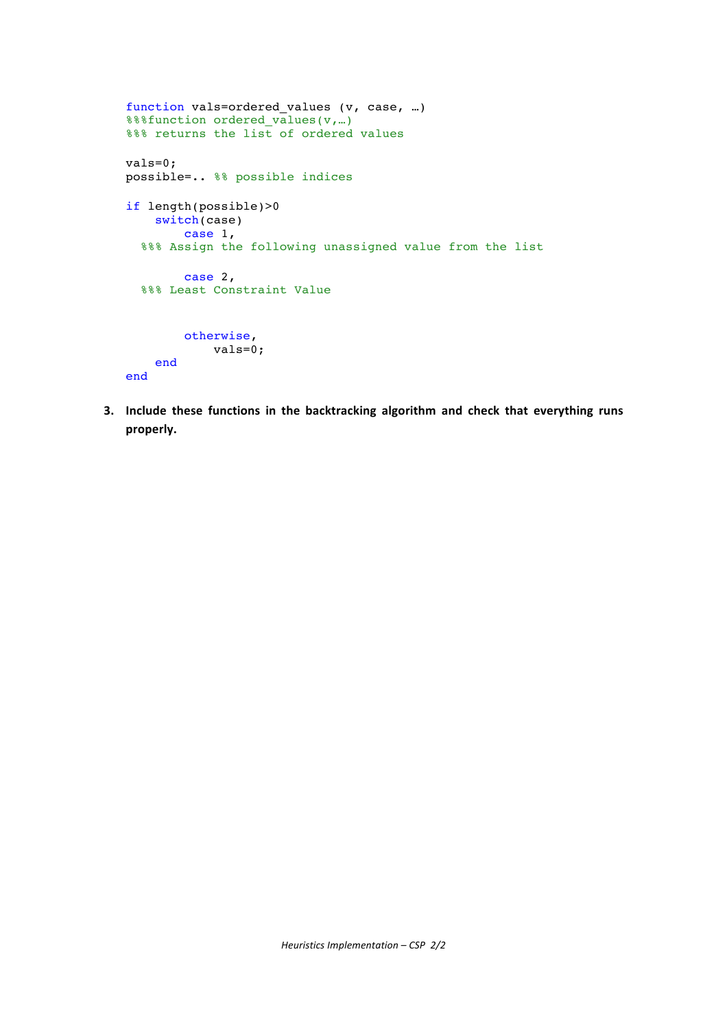```
function vals=ordered_values (v, case, …)
%%%function ordered_values(v,…)
%%% returns the list of ordered values

vals=0;
possible=.. %% possible indices

if length(possible)>0
    switch(case)
        case 1,
  %%% Assign the following unassigned value from the list

        case 2,
  %%% Least Constraint Value


        otherwise,
            vals=0;
    end
end
```

3. **Include these functions in the backtracking algorithm and check that everything runs properly.**